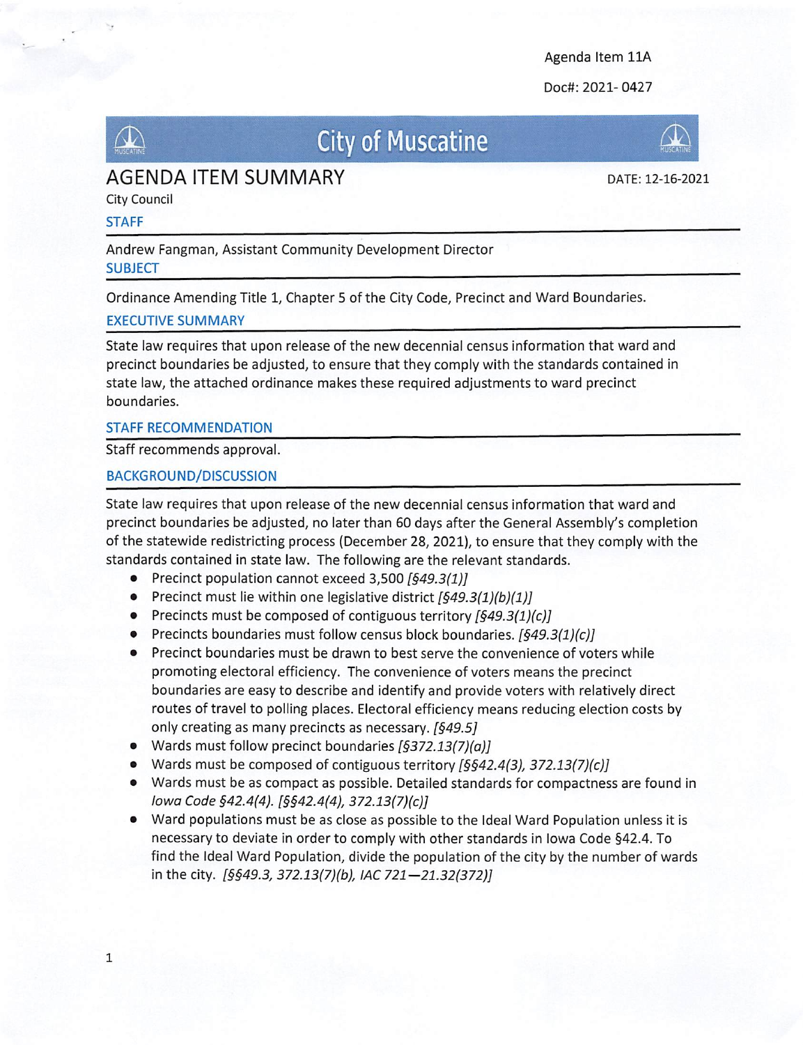Agenda Item 11A

Doc#: 2021- 0427

# City of Muscatine

## AGENDA ITEM SUMMARY

DATE: 12-16-2021

City Council

### STAFF

Andrew Fangman, Assistant Community Development Director

### SUBJECT

Ordinance Amending Title 1, Chapter 5 of the City Code, Precinct and Ward Boundaries.

### EXECUTIVE SUMMARY

State law requires that upon release of the new decennial census information that ward and precinct boundaries be adjusted, to ensure that they comply with the standards contained in state law, the attached ordinance makes these required adjustments to ward precinct boundaries.

### STAFF RECOMMENDATION

Staff recommends approval.

### BACKGROUND/DISCUSSION

State law requires that upon release of the new decennial census information that ward and precinct boundaries be adjusted, no later than 60 days after the General Assembly's completion of the statewide redistricting process (December 28, 2021), to ensure that they comply with the standards contained in state law. The following are the relevant standards.

- Precinct population cannot exceed 3,500 *[§49.3(1)]*
- Precinct must lie within one legislative district *[§49.3(1)(b)(1)]*
- Precincts must be composed of contiguous territory *[§49.3(1)(c)]*
- Precincts boundaries must follow census block boundaries. *[§49.3(1)(c)]*
- Precinct boundaries must be drawn to best serve the convenience of voters while promoting electoral efficiency. The convenience of voters means the precinct boundaries are easy to describe and identify and provide voters with relatively direct routes of travel to polling places. Electoral efficiency means reducing election costs by only creating as many precincts as necessary. *[§49.5]*
- Wards must follow precinct boundaries *[§372.13(7)(a)]*
- Wards must be composed of contiguous territory *[§§42.4(3), 372.13(7)(c)]*
- Wards must be as compact as possible. Detailed standards for compactness are found in *Iowa Code §42.4(4)*. *[§§42.4(4), 372.13(7)(c)]*
- Ward populations must be as close as possible to the Ideal Ward Population unless it is necessary to deviate in order to comply with other standards in Iowa Code §42.4. To find the Ideal Ward Population, divide the population of the city by the number of wards in the city. *[§§49.3, 372.13(7)(b), IAC 721—21.32(372)]*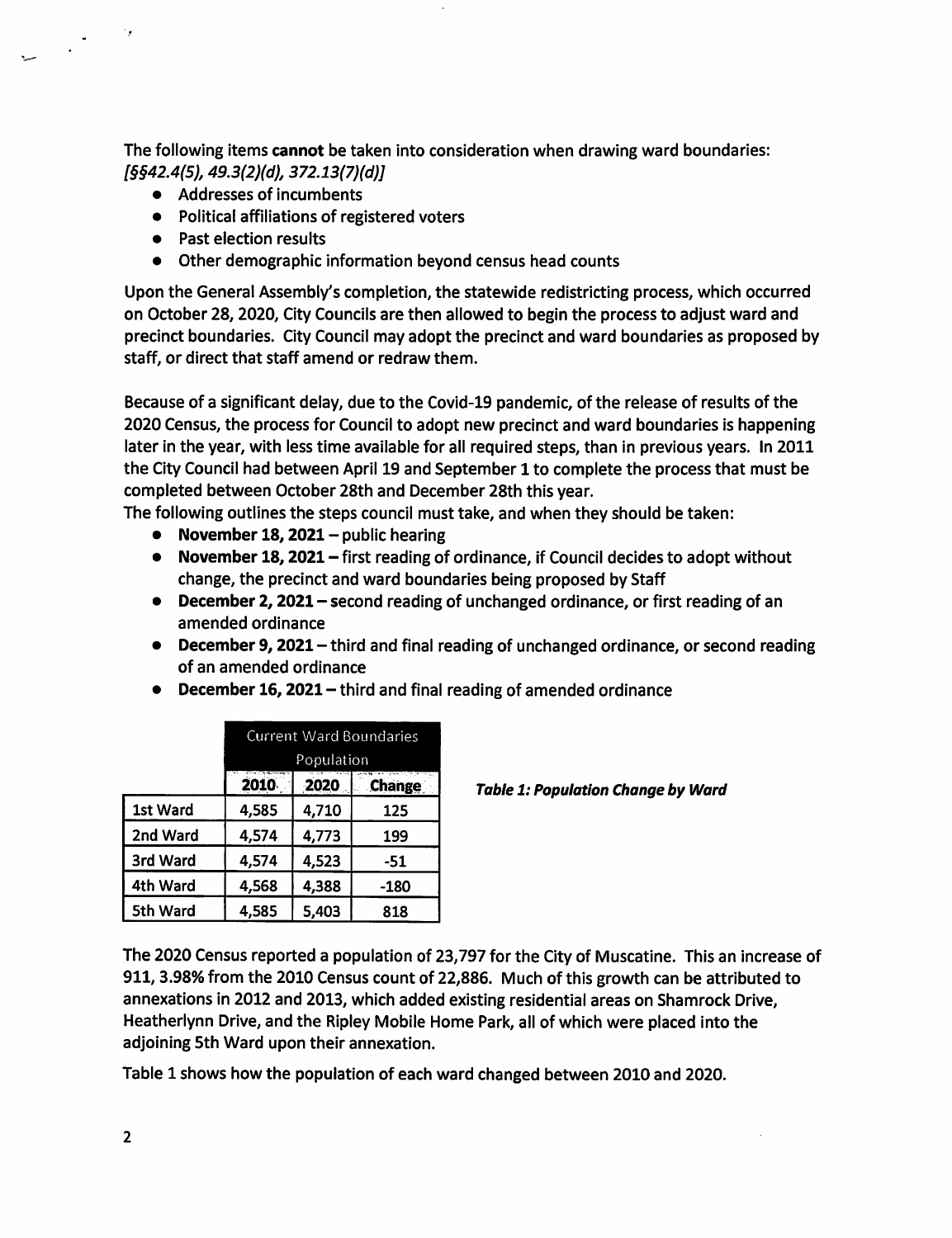The following items **cannot** be taken into consideration when drawing ward boundaries: *[§§42.4(5), 49.3(2)(d), 372.13(7)(d)]*

- Addresses of incumbents
- Political affiliations of registered voters
- Past election results
- Other demographic information beyond census head counts

Upon the General Assembly's completion, the statewide redistricting process, which occurred on October 28, 2020, City Councils are then allowed to begin the process to adjust ward and precinct boundaries. City Council may adopt the precinct and ward boundaries as proposed by staff, or direct that staff amend or redraw them.

Because of a significant delay, due to the Covid-19 pandemic, of the release of results of the 2020 Census, the process for Council to adopt new precinct and ward boundaries is happening later in the year, with less time available for all required steps, than in previous years. In 2011 the City Council had between April 19 and September 1 to complete the process that must be completed between October 28th and December 28th this year.

The following outlines the steps council must take, and when they should be taken:

- **November 18, 2021** – public hearing
- **November 18, 2021** – first reading of ordinance, if Council decides to adopt without change, the precinct and ward boundaries being proposed by Staff
- **December 2, 2021** – second reading of unchanged ordinance, or first reading of an amended ordinance
- **December 9, 2021** – third and final reading of unchanged ordinance, or second reading of an amended ordinance
- **December 16, 2021** – third and final reading of amended ordinance

***Table 1: Population Change by Ward***

| | Current Ward Boundaries Population | | |
|---|---|---|---|
| | **2010** | **2020** | **Change** |
| 1st Ward | 4,585 | 4,710 | 125 |
| 2nd Ward | 4,574 | 4,773 | 199 |
| 3rd Ward | 4,574 | 4,523 | -51 |
| 4th Ward | 4,568 | 4,388 | -180 |
| 5th Ward | 4,585 | 5,403 | 818 |

The 2020 Census reported a population of 23,797 for the City of Muscatine. This an increase of 911, 3.98% from the 2010 Census count of 22,886. Much of this growth can be attributed to annexations in 2012 and 2013, which added existing residential areas on Shamrock Drive, Heatherlynn Drive, and the Ripley Mobile Home Park, all of which were placed into the adjoining 5th Ward upon their annexation.

Table 1 shows how the population of each ward changed between 2010 and 2020.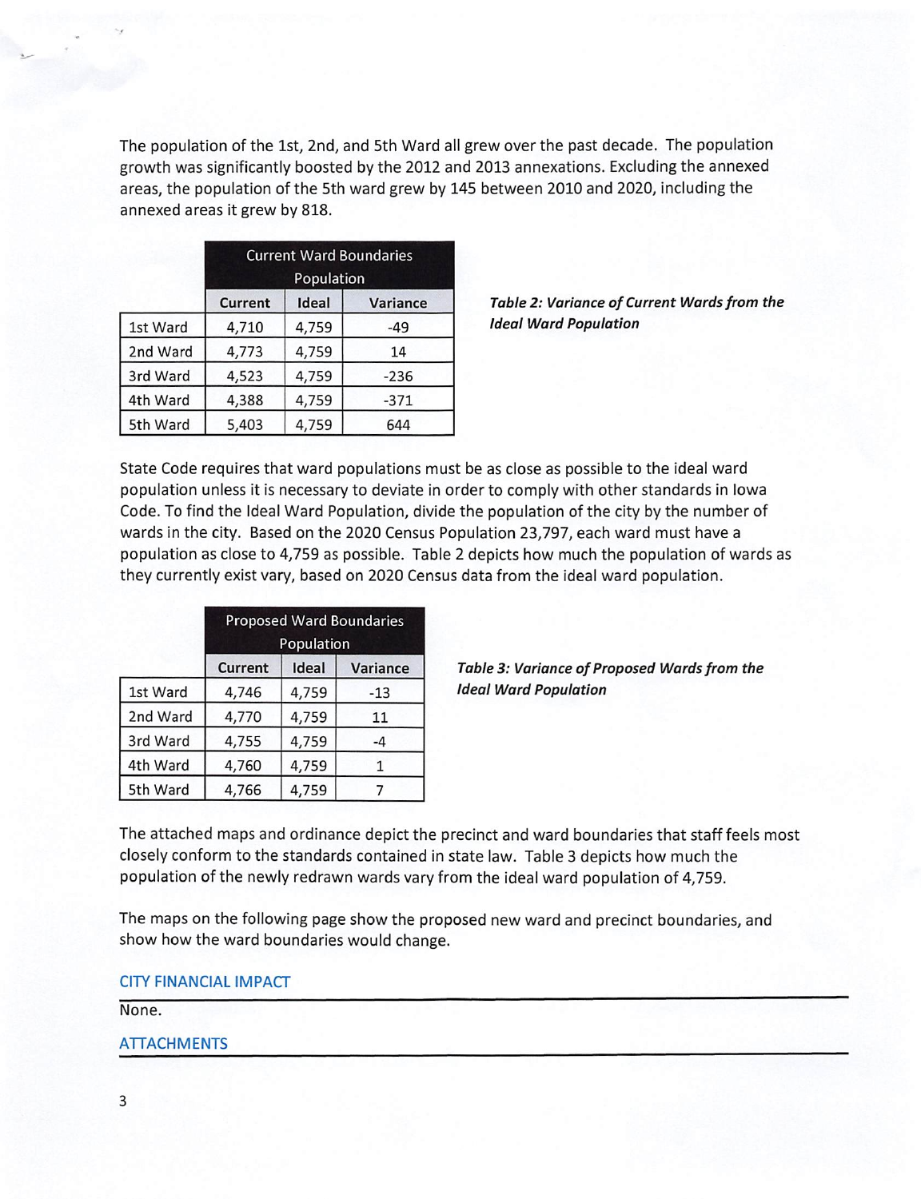The population of the 1st, 2nd, and 5th Ward all grew over the past decade. The population growth was significantly boosted by the 2012 and 2013 annexations. Excluding the annexed areas, the population of the 5th ward grew by 145 between 2010 and 2020, including the annexed areas it grew by 818.

| | Current Ward Boundaries Population | | |
|---|---|---|---|
| | Current | Ideal | Variance |
| 1st Ward | 4,710 | 4,759 | -49 |
| 2nd Ward | 4,773 | 4,759 | 14 |
| 3rd Ward | 4,523 | 4,759 | -236 |
| 4th Ward | 4,388 | 4,759 | -371 |
| 5th Ward | 5,403 | 4,759 | 644 |

***Table 2: Variance of Current Wards from the Ideal Ward Population***

State Code requires that ward populations must be as close as possible to the ideal ward population unless it is necessary to deviate in order to comply with other standards in Iowa Code. To find the Ideal Ward Population, divide the population of the city by the number of wards in the city. Based on the 2020 Census Population 23,797, each ward must have a population as close to 4,759 as possible. Table 2 depicts how much the population of wards as they currently exist vary, based on 2020 Census data from the ideal ward population.

| | Proposed Ward Boundaries Population | | |
|---|---|---|---|
| | Current | Ideal | Variance |
| 1st Ward | 4,746 | 4,759 | -13 |
| 2nd Ward | 4,770 | 4,759 | 11 |
| 3rd Ward | 4,755 | 4,759 | -4 |
| 4th Ward | 4,760 | 4,759 | 1 |
| 5th Ward | 4,766 | 4,759 | 7 |

***Table 3: Variance of Proposed Wards from the Ideal Ward Population***

The attached maps and ordinance depict the precinct and ward boundaries that staff feels most closely conform to the standards contained in state law. Table 3 depicts how much the population of the newly redrawn wards vary from the ideal ward population of 4,759.

The maps on the following page show the proposed new ward and precinct boundaries, and show how the ward boundaries would change.

## CITY FINANCIAL IMPACT

None.

## ATTACHMENTS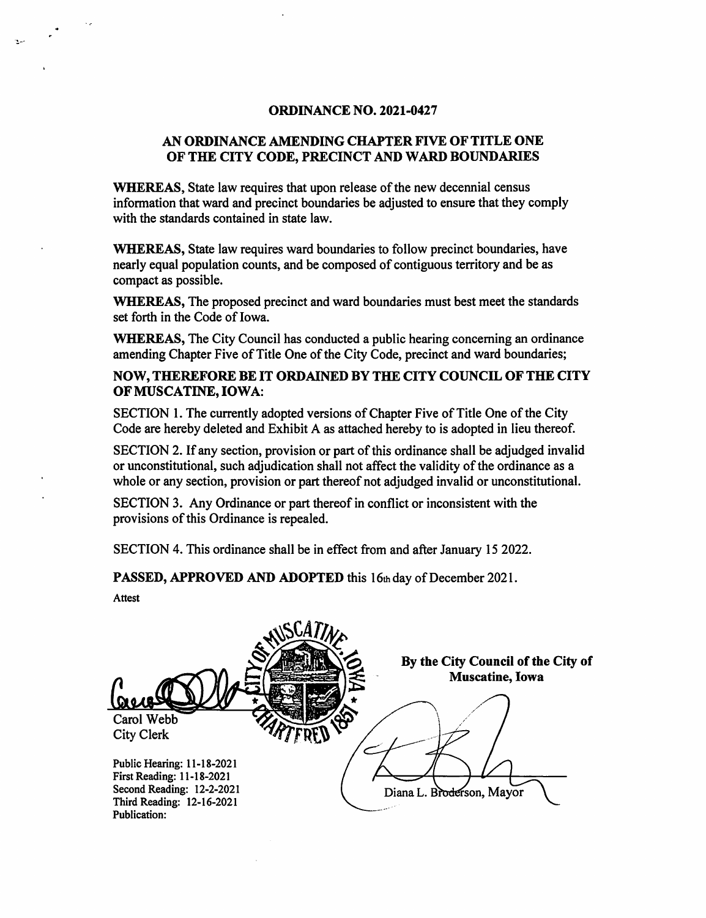# ORDINANCE NO. 2021-0427

## AN ORDINANCE AMENDING CHAPTER FIVE OF TITLE ONE OF THE CITY CODE, PRECINCT AND WARD BOUNDARIES

**WHEREAS,** State law requires that upon release of the new decennial census information that ward and precinct boundaries be adjusted to ensure that they comply with the standards contained in state law.

**WHEREAS,** State law requires ward boundaries to follow precinct boundaries, have nearly equal population counts, and be composed of contiguous territory and be as compact as possible.

**WHEREAS,** The proposed precinct and ward boundaries must best meet the standards set forth in the Code of Iowa.

**WHEREAS,** The City Council has conducted a public hearing concerning an ordinance amending Chapter Five of Title One of the City Code, precinct and ward boundaries;

**NOW, THEREFORE BE IT ORDAINED BY THE CITY COUNCIL OF THE CITY OF MUSCATINE, IOWA:**

SECTION 1. The currently adopted versions of Chapter Five of Title One of the City Code are hereby deleted and Exhibit A as attached hereby to is adopted in lieu thereof.

SECTION 2. If any section, provision or part of this ordinance shall be adjudged invalid or unconstitutional, such adjudication shall not affect the validity of the ordinance as a whole or any section, provision or part thereof not adjudged invalid or unconstitutional.

SECTION 3. Any Ordinance or part thereof in conflict or inconsistent with the provisions of this Ordinance is repealed.

SECTION 4. This ordinance shall be in effect from and after January 15 2022.

**PASSED, APPROVED AND ADOPTED** this 16th day of December 2021.

Attest

Carol Webb
City Clerk

**By the City Council of the City of Muscatine, Iowa**

Diana L. Broderson, Mayor

Public Hearing: 11-18-2021
First Reading: 11-18-2021
Second Reading: 12-2-2021
Third Reading: 12-16-2021
Publication: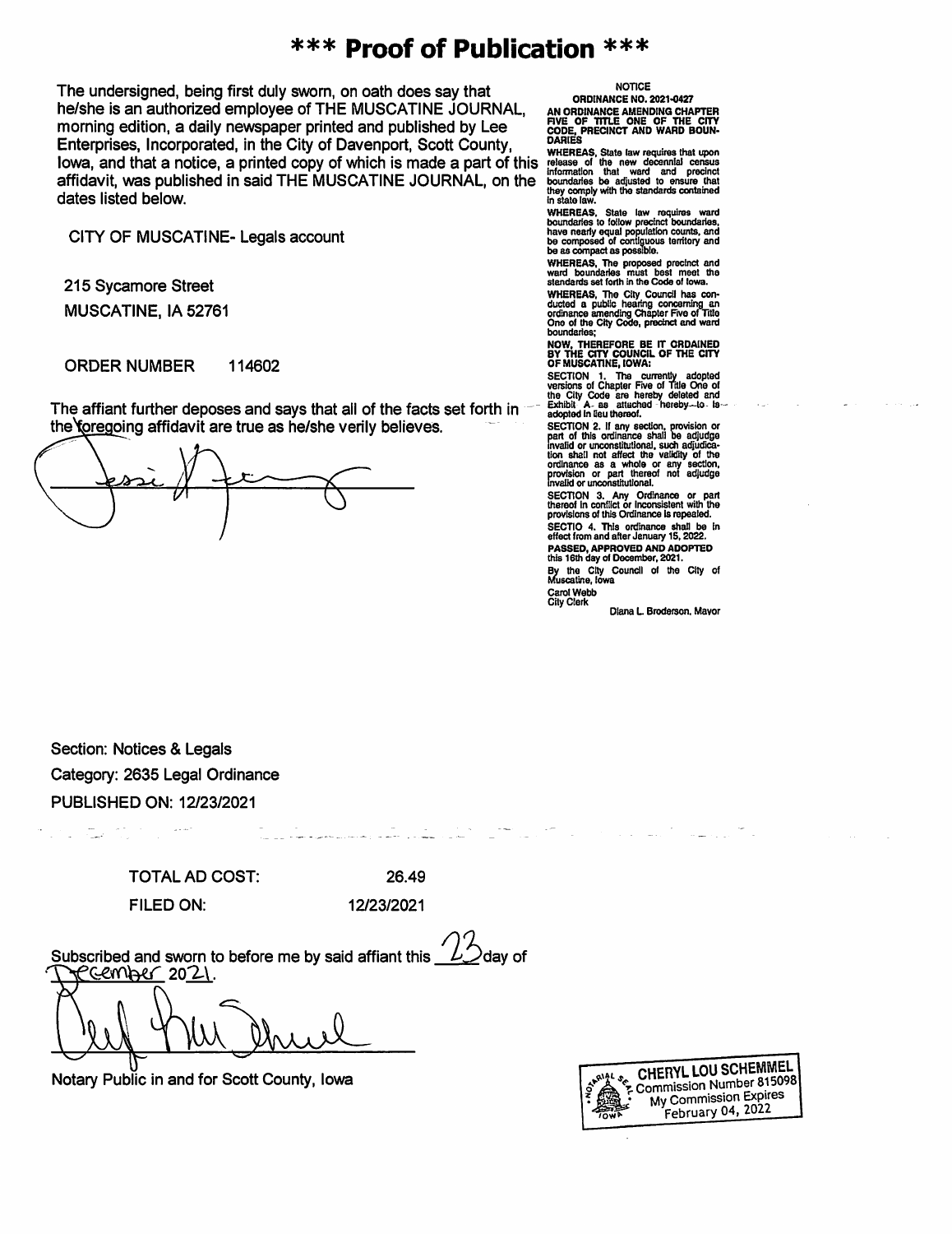# *** Proof of Publication ***

The undersigned, being first duly sworn, on oath does say that he/she is an authorized employee of THE MUSCATINE JOURNAL, morning edition, a daily newspaper printed and published by Lee Enterprises, Incorporated, in the City of Davenport, Scott County, Iowa, and that a notice, a printed copy of which is made a part of this affidavit, was published in said THE MUSCATINE JOURNAL, on the dates listed below.

CITY OF MUSCATINE- Legals account

215 Sycamore Street
MUSCATINE, IA 52761

ORDER NUMBER 114602

The affiant further deposes and says that all of the facts set forth in the foregoing affidavit are true as he/she verily believes.

NOTICE

**ORDINANCE NO. 2021-0427**

**AN ORDINANCE AMENDING CHAPTER FIVE OF TITLE ONE OF THE CITY CODE, PRECINCT AND WARD BOUNDARIES**

**WHEREAS**, State law requires that upon release of the new decennial census information that ward and precinct boundaries be adjusted to ensure that they comply with the standards contained in state law.

**WHEREAS**, State law requires ward boundaries to follow precinct boundaries, have nearly equal population counts, and be composed of contiguous territory and be as compact as possible.

**WHEREAS**, The proposed precinct and ward boundaries must best meet the standards set forth in the Code of Iowa.

**WHEREAS**, The City Council has conducted a public hearing concerning an ordinance amending Chapter Five of Title One of the City Code, precinct and ward boundaries;

**NOW, THEREFORE BE IT ORDAINED BY THE CITY COUNCIL OF THE CITY OF MUSCATINE, IOWA:**

SECTION 1. The currently adopted versions of Chapter Five of Title One of the City Code are hereby deleted and Exhibit A as attached hereby to is adopted in lieu thereof.

SECTION 2. If any section, provision or part of this ordinance shall be adjudge invalid or unconstitutional, such adjudication shall not affect the validity of the ordinance as a whole or any section, provision or part thereof not adjudge invalid or unconstitutional.

SECTION 3. Any Ordinance or part thereof in conflict or inconsistent with the provisions of this Ordinance is repealed.

SECTIO 4. This ordinance shall be in effect from and after January 15, 2022.

**PASSED, APPROVED AND ADOPTED** this 16th day of December, 2021.

By the City Council of the City of Muscatine, Iowa

Carol Webb
City Clerk

Diana L. Broderson, Mayor

Section: Notices & Legals
Category: 2635 Legal Ordinance
PUBLISHED ON: 12/23/2021

TOTAL AD COST: 26.49
FILED ON: 12/23/2021

Subscribed and sworn to before me by said affiant this 23 day of December 2021.

Notary Public in and for Scott County, Iowa

CHERYL LOU SCHEMMEL
Commission Number 815098
My Commission Expires
February 04, 2022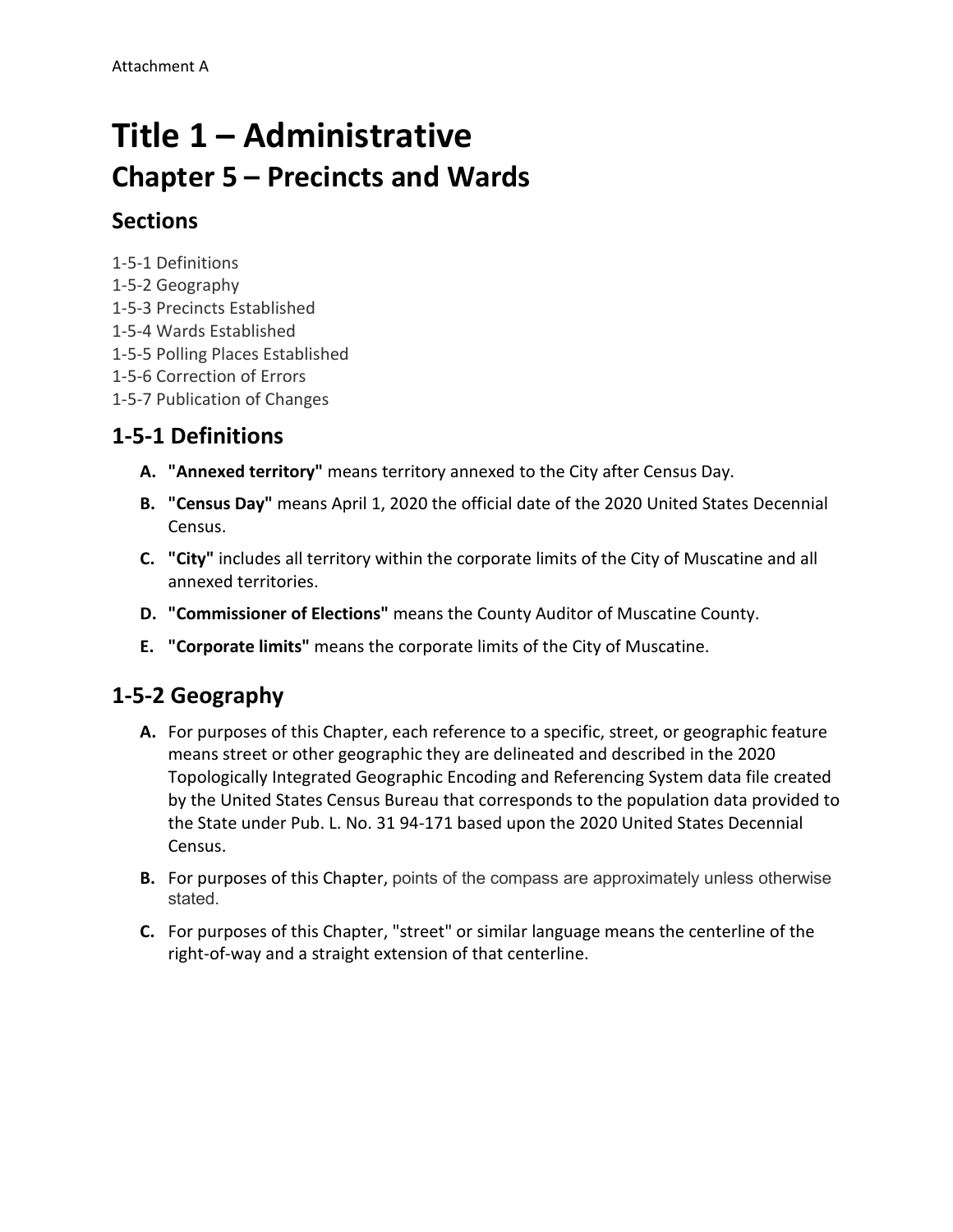Attachment A

# Title 1 – Administrative

## Chapter 5 – Precincts and Wards

### Sections

1-5-1 Definitions
1-5-2 Geography
1-5-3 Precincts Established
1-5-4 Wards Established
1-5-5 Polling Places Established
1-5-6 Correction of Errors
1-5-7 Publication of Changes

## 1-5-1 Definitions

- **A.** **"Annexed territory"** means territory annexed to the City after Census Day.
- **B.** **"Census Day"** means April 1, 2020 the official date of the 2020 United States Decennial Census.
- **C.** **"City"** includes all territory within the corporate limits of the City of Muscatine and all annexed territories.
- **D.** **"Commissioner of Elections"** means the County Auditor of Muscatine County.
- **E.** **"Corporate limits"** means the corporate limits of the City of Muscatine.

## 1-5-2 Geography

- **A.** For purposes of this Chapter, each reference to a specific, street, or geographic feature means street or other geographic they are delineated and described in the 2020 Topologically Integrated Geographic Encoding and Referencing System data file created by the United States Census Bureau that corresponds to the population data provided to the State under Pub. L. No. 31 94-171 based upon the 2020 United States Decennial Census.
- **B.** For purposes of this Chapter, points of the compass are approximately unless otherwise stated.
- **C.** For purposes of this Chapter, "street" or similar language means the centerline of the right-of-way and a straight extension of that centerline.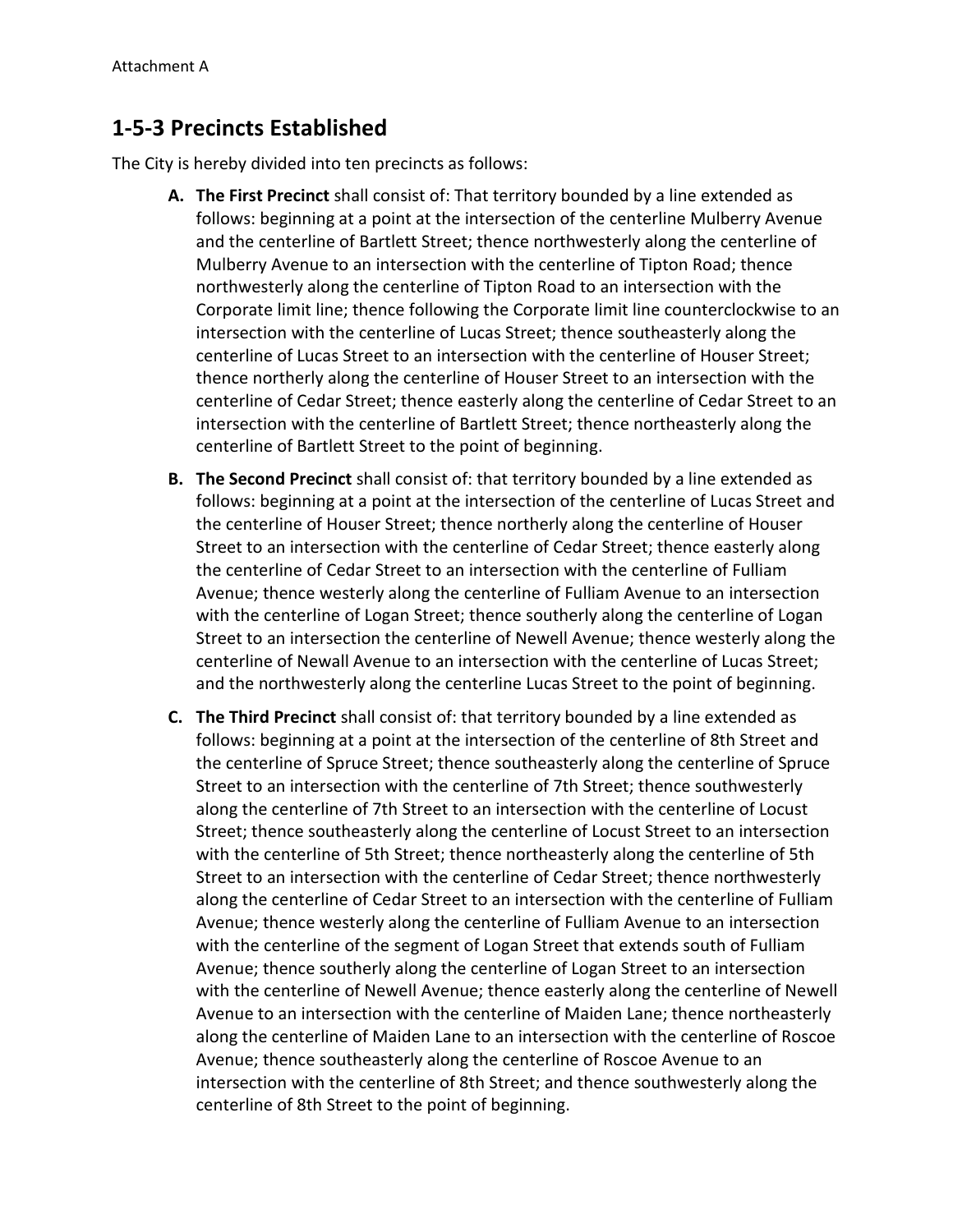Attachment A

## 1-5-3 Precincts Established

The City is hereby divided into ten precincts as follows:

A. **The First Precinct** shall consist of: That territory bounded by a line extended as follows: beginning at a point at the intersection of the centerline Mulberry Avenue and the centerline of Bartlett Street; thence northwesterly along the centerline of Mulberry Avenue to an intersection with the centerline of Tipton Road; thence northwesterly along the centerline of Tipton Road to an intersection with the Corporate limit line; thence following the Corporate limit line counterclockwise to an intersection with the centerline of Lucas Street; thence southeasterly along the centerline of Lucas Street to an intersection with the centerline of Houser Street; thence northerly along the centerline of Houser Street to an intersection with the centerline of Cedar Street; thence easterly along the centerline of Cedar Street to an intersection with the centerline of Bartlett Street; thence northeasterly along the centerline of Bartlett Street to the point of beginning.

B. **The Second Precinct** shall consist of: that territory bounded by a line extended as follows: beginning at a point at the intersection of the centerline of Lucas Street and the centerline of Houser Street; thence northerly along the centerline of Houser Street to an intersection with the centerline of Cedar Street; thence easterly along the centerline of Cedar Street to an intersection with the centerline of Fulliam Avenue; thence westerly along the centerline of Fulliam Avenue to an intersection with the centerline of Logan Street; thence southerly along the centerline of Logan Street to an intersection the centerline of Newell Avenue; thence westerly along the centerline of Newall Avenue to an intersection with the centerline of Lucas Street; and the northwesterly along the centerline Lucas Street to the point of beginning.

C. **The Third Precinct** shall consist of: that territory bounded by a line extended as follows: beginning at a point at the intersection of the centerline of 8th Street and the centerline of Spruce Street; thence southeasterly along the centerline of Spruce Street to an intersection with the centerline of 7th Street; thence southwesterly along the centerline of 7th Street to an intersection with the centerline of Locust Street; thence southeasterly along the centerline of Locust Street to an intersection with the centerline of 5th Street; thence northeasterly along the centerline of 5th Street to an intersection with the centerline of Cedar Street; thence northwesterly along the centerline of Cedar Street to an intersection with the centerline of Fulliam Avenue; thence westerly along the centerline of Fulliam Avenue to an intersection with the centerline of the segment of Logan Street that extends south of Fulliam Avenue; thence southerly along the centerline of Logan Street to an intersection with the centerline of Newell Avenue; thence easterly along the centerline of Newell Avenue to an intersection with the centerline of Maiden Lane; thence northeasterly along the centerline of Maiden Lane to an intersection with the centerline of Roscoe Avenue; thence southeasterly along the centerline of Roscoe Avenue to an intersection with the centerline of 8th Street; and thence southwesterly along the centerline of 8th Street to the point of beginning.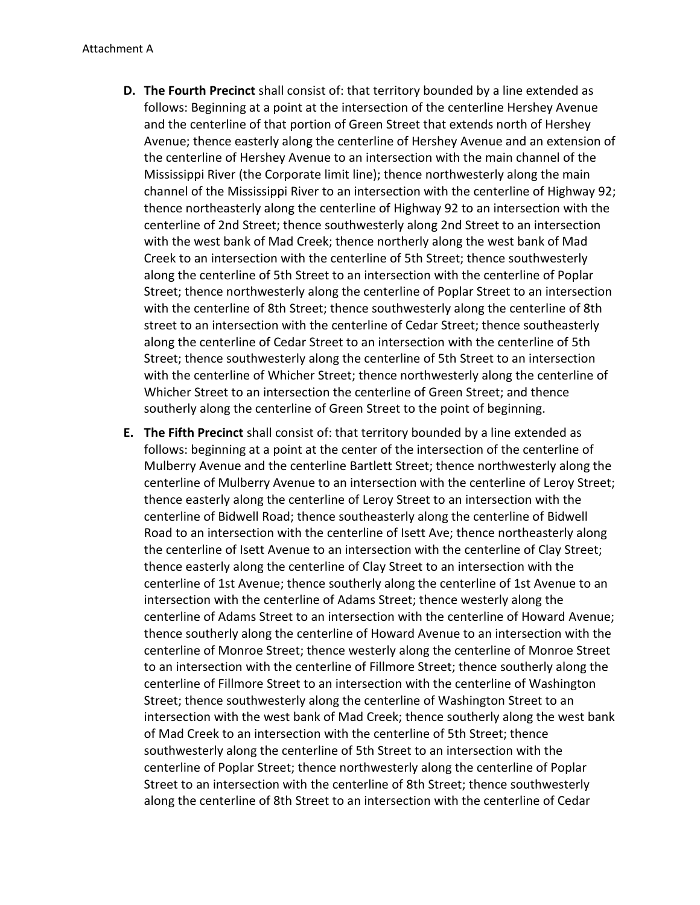Attachment A

D. **The Fourth Precinct** shall consist of: that territory bounded by a line extended as follows: Beginning at a point at the intersection of the centerline Hershey Avenue and the centerline of that portion of Green Street that extends north of Hershey Avenue; thence easterly along the centerline of Hershey Avenue and an extension of the centerline of Hershey Avenue to an intersection with the main channel of the Mississippi River (the Corporate limit line); thence northwesterly along the main channel of the Mississippi River to an intersection with the centerline of Highway 92; thence northeasterly along the centerline of Highway 92 to an intersection with the centerline of 2nd Street; thence southwesterly along 2nd Street to an intersection with the west bank of Mad Creek; thence northerly along the west bank of Mad Creek to an intersection with the centerline of 5th Street; thence southwesterly along the centerline of 5th Street to an intersection with the centerline of Poplar Street; thence northwesterly along the centerline of Poplar Street to an intersection with the centerline of 8th Street; thence southwesterly along the centerline of 8th street to an intersection with the centerline of Cedar Street; thence southeasterly along the centerline of Cedar Street to an intersection with the centerline of 5th Street; thence southwesterly along the centerline of 5th Street to an intersection with the centerline of Whicher Street; thence northwesterly along the centerline of Whicher Street to an intersection the centerline of Green Street; and thence southerly along the centerline of Green Street to the point of beginning.

E. **The Fifth Precinct** shall consist of: that territory bounded by a line extended as follows: beginning at a point at the center of the intersection of the centerline of Mulberry Avenue and the centerline Bartlett Street; thence northwesterly along the centerline of Mulberry Avenue to an intersection with the centerline of Leroy Street; thence easterly along the centerline of Leroy Street to an intersection with the centerline of Bidwell Road; thence southeasterly along the centerline of Bidwell Road to an intersection with the centerline of Isett Ave; thence northeasterly along the centerline of Isett Avenue to an intersection with the centerline of Clay Street; thence easterly along the centerline of Clay Street to an intersection with the centerline of 1st Avenue; thence southerly along the centerline of 1st Avenue to an intersection with the centerline of Adams Street; thence westerly along the centerline of Adams Street to an intersection with the centerline of Howard Avenue; thence southerly along the centerline of Howard Avenue to an intersection with the centerline of Monroe Street; thence westerly along the centerline of Monroe Street to an intersection with the centerline of Fillmore Street; thence southerly along the centerline of Fillmore Street to an intersection with the centerline of Washington Street; thence southwesterly along the centerline of Washington Street to an intersection with the west bank of Mad Creek; thence southerly along the west bank of Mad Creek to an intersection with the centerline of 5th Street; thence southwesterly along the centerline of 5th Street to an intersection with the centerline of Poplar Street; thence northwesterly along the centerline of Poplar Street to an intersection with the centerline of 8th Street; thence southwesterly along the centerline of 8th Street to an intersection with the centerline of Cedar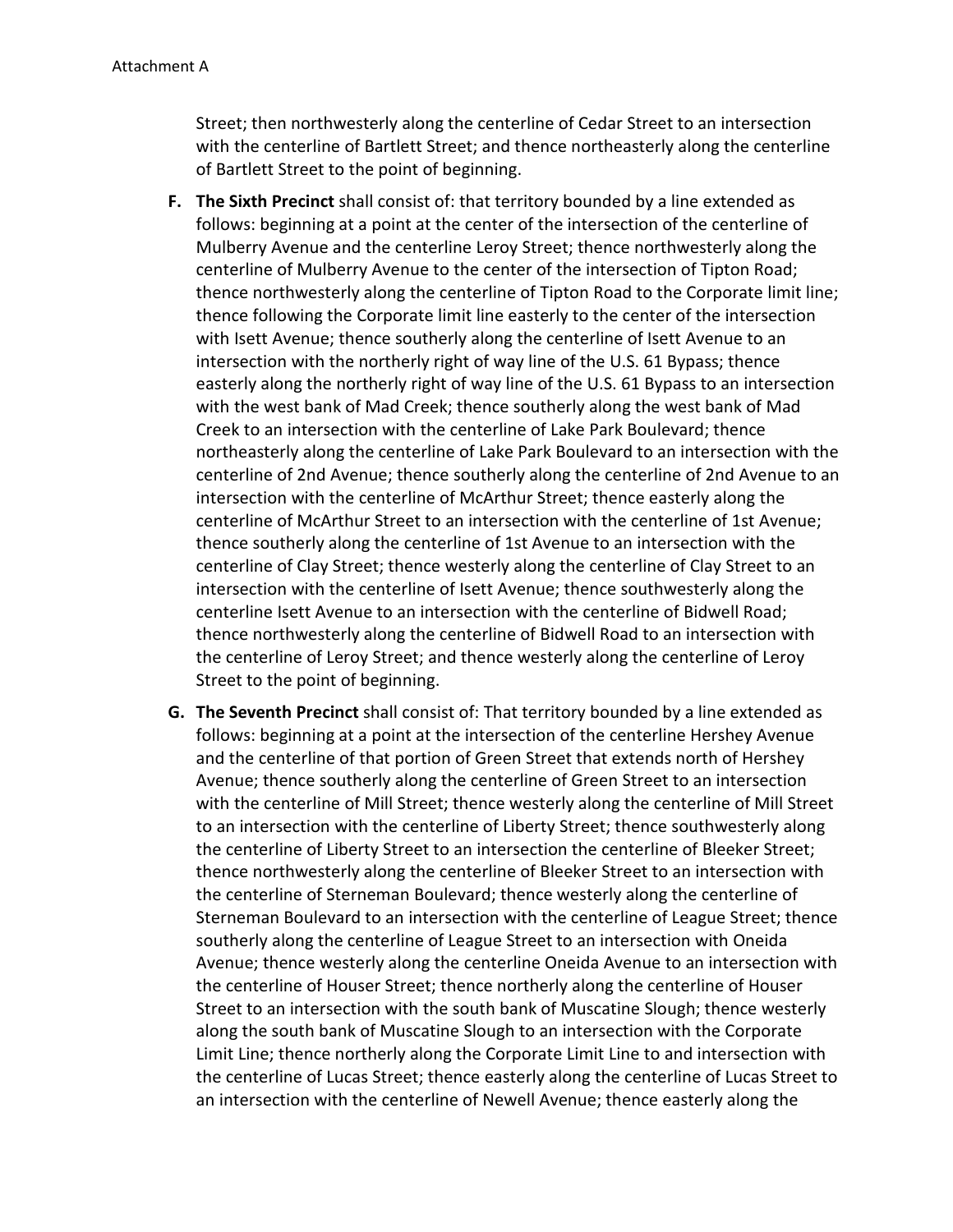Street; then northwesterly along the centerline of Cedar Street to an intersection with the centerline of Bartlett Street; and thence northeasterly along the centerline of Bartlett Street to the point of beginning.

F. **The Sixth Precinct** shall consist of: that territory bounded by a line extended as follows: beginning at a point at the center of the intersection of the centerline of Mulberry Avenue and the centerline Leroy Street; thence northwesterly along the centerline of Mulberry Avenue to the center of the intersection of Tipton Road; thence northwesterly along the centerline of Tipton Road to the Corporate limit line; thence following the Corporate limit line easterly to the center of the intersection with Isett Avenue; thence southerly along the centerline of Isett Avenue to an intersection with the northerly right of way line of the U.S. 61 Bypass; thence easterly along the northerly right of way line of the U.S. 61 Bypass to an intersection with the west bank of Mad Creek; thence southerly along the west bank of Mad Creek to an intersection with the centerline of Lake Park Boulevard; thence northeasterly along the centerline of Lake Park Boulevard to an intersection with the centerline of 2nd Avenue; thence southerly along the centerline of 2nd Avenue to an intersection with the centerline of McArthur Street; thence easterly along the centerline of McArthur Street to an intersection with the centerline of 1st Avenue; thence southerly along the centerline of 1st Avenue to an intersection with the centerline of Clay Street; thence westerly along the centerline of Clay Street to an intersection with the centerline of Isett Avenue; thence southwesterly along the centerline Isett Avenue to an intersection with the centerline of Bidwell Road; thence northwesterly along the centerline of Bidwell Road to an intersection with the centerline of Leroy Street; and thence westerly along the centerline of Leroy Street to the point of beginning.

G. **The Seventh Precinct** shall consist of: That territory bounded by a line extended as follows: beginning at a point at the intersection of the centerline Hershey Avenue and the centerline of that portion of Green Street that extends north of Hershey Avenue; thence southerly along the centerline of Green Street to an intersection with the centerline of Mill Street; thence westerly along the centerline of Mill Street to an intersection with the centerline of Liberty Street; thence southwesterly along the centerline of Liberty Street to an intersection the centerline of Bleeker Street; thence northwesterly along the centerline of Bleeker Street to an intersection with the centerline of Sterneman Boulevard; thence westerly along the centerline of Sterneman Boulevard to an intersection with the centerline of League Street; thence southerly along the centerline of League Street to an intersection with Oneida Avenue; thence westerly along the centerline Oneida Avenue to an intersection with the centerline of Houser Street; thence northerly along the centerline of Houser Street to an intersection with the south bank of Muscatine Slough; thence westerly along the south bank of Muscatine Slough to an intersection with the Corporate Limit Line; thence northerly along the Corporate Limit Line to and intersection with the centerline of Lucas Street; thence easterly along the centerline of Lucas Street to an intersection with the centerline of Newell Avenue; thence easterly along the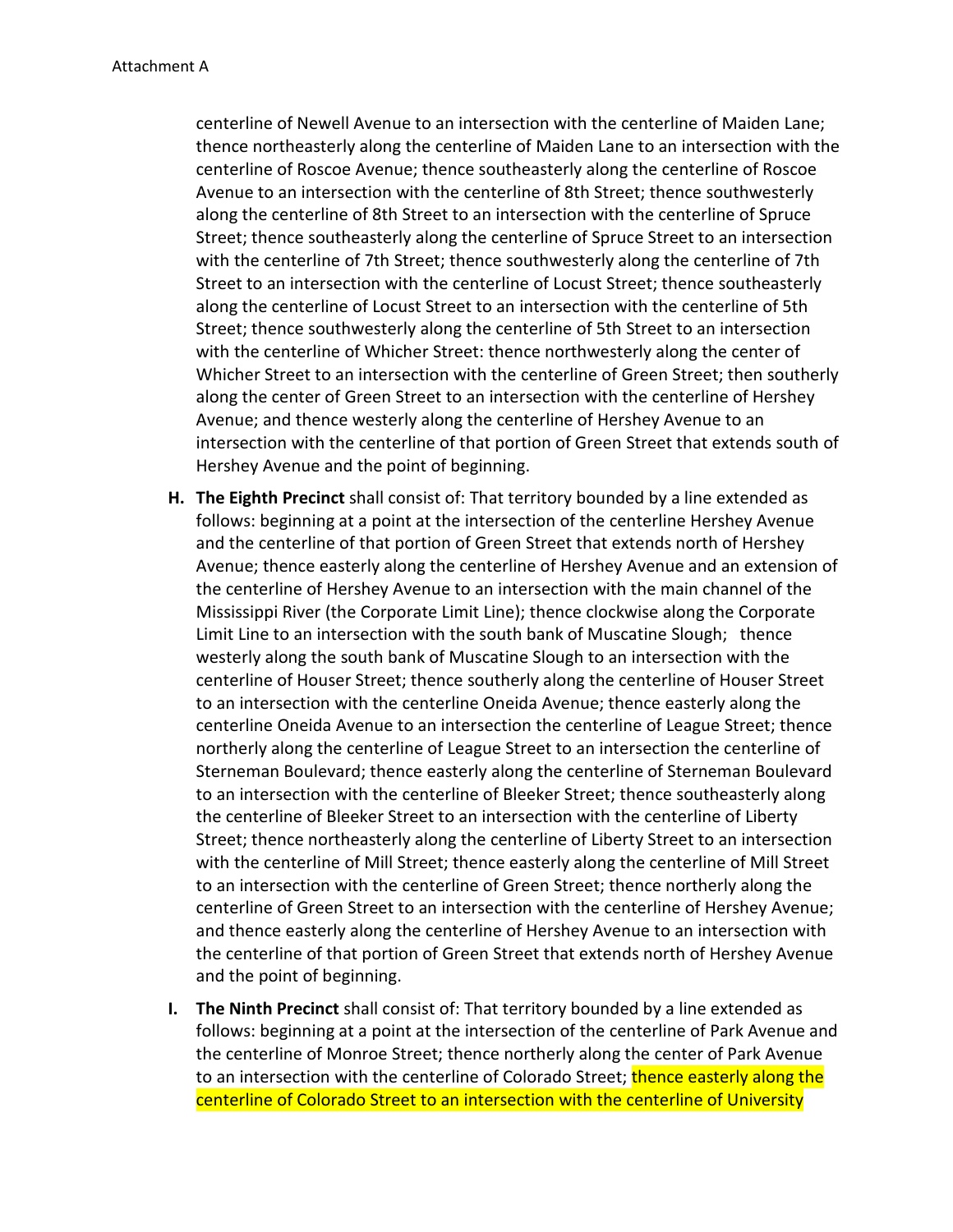Attachment A

centerline of Newell Avenue to an intersection with the centerline of Maiden Lane; thence northeasterly along the centerline of Maiden Lane to an intersection with the centerline of Roscoe Avenue; thence southeasterly along the centerline of Roscoe Avenue to an intersection with the centerline of 8th Street; thence southwesterly along the centerline of 8th Street to an intersection with the centerline of Spruce Street; thence southeasterly along the centerline of Spruce Street to an intersection with the centerline of 7th Street; thence southwesterly along the centerline of 7th Street to an intersection with the centerline of Locust Street; thence southeasterly along the centerline of Locust Street to an intersection with the centerline of 5th Street; thence southwesterly along the centerline of 5th Street to an intersection with the centerline of Whicher Street: thence northwesterly along the center of Whicher Street to an intersection with the centerline of Green Street; then southerly along the center of Green Street to an intersection with the centerline of Hershey Avenue; and thence westerly along the centerline of Hershey Avenue to an intersection with the centerline of that portion of Green Street that extends south of Hershey Avenue and the point of beginning.

H. **The Eighth Precinct** shall consist of: That territory bounded by a line extended as follows: beginning at a point at the intersection of the centerline Hershey Avenue and the centerline of that portion of Green Street that extends north of Hershey Avenue; thence easterly along the centerline of Hershey Avenue and an extension of the centerline of Hershey Avenue to an intersection with the main channel of the Mississippi River (the Corporate Limit Line); thence clockwise along the Corporate Limit Line to an intersection with the south bank of Muscatine Slough; thence westerly along the south bank of Muscatine Slough to an intersection with the centerline of Houser Street; thence southerly along the centerline of Houser Street to an intersection with the centerline Oneida Avenue; thence easterly along the centerline Oneida Avenue to an intersection the centerline of League Street; thence northerly along the centerline of League Street to an intersection the centerline of Sterneman Boulevard; thence easterly along the centerline of Sterneman Boulevard to an intersection with the centerline of Bleeker Street; thence southeasterly along the centerline of Bleeker Street to an intersection with the centerline of Liberty Street; thence northeasterly along the centerline of Liberty Street to an intersection with the centerline of Mill Street; thence easterly along the centerline of Mill Street to an intersection with the centerline of Green Street; thence northerly along the centerline of Green Street to an intersection with the centerline of Hershey Avenue; and thence easterly along the centerline of Hershey Avenue to an intersection with the centerline of that portion of Green Street that extends north of Hershey Avenue and the point of beginning.

I. **The Ninth Precinct** shall consist of: That territory bounded by a line extended as follows: beginning at a point at the intersection of the centerline of Park Avenue and the centerline of Monroe Street; thence northerly along the center of Park Avenue to an intersection with the centerline of Colorado Street; thence easterly along the centerline of Colorado Street to an intersection with the centerline of University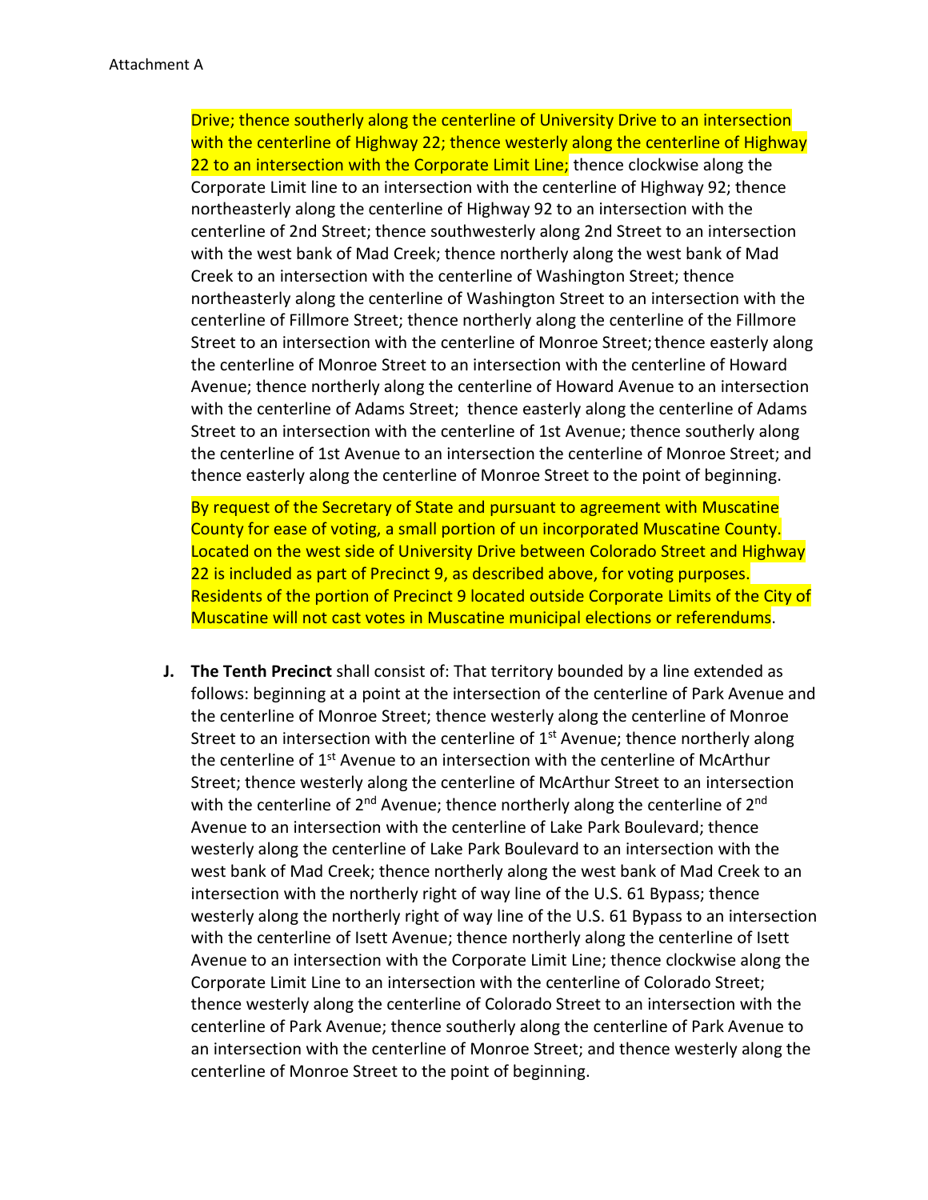Drive; thence southerly along the centerline of University Drive to an intersection with the centerline of Highway 22; thence westerly along the centerline of Highway 22 to an intersection with the Corporate Limit Line; thence clockwise along the Corporate Limit line to an intersection with the centerline of Highway 92; thence northeasterly along the centerline of Highway 92 to an intersection with the centerline of 2nd Street; thence southwesterly along 2nd Street to an intersection with the west bank of Mad Creek; thence northerly along the west bank of Mad Creek to an intersection with the centerline of Washington Street; thence northeasterly along the centerline of Washington Street to an intersection with the centerline of Fillmore Street; thence northerly along the centerline of the Fillmore Street to an intersection with the centerline of Monroe Street; thence easterly along the centerline of Monroe Street to an intersection with the centerline of Howard Avenue; thence northerly along the centerline of Howard Avenue to an intersection with the centerline of Adams Street; thence easterly along the centerline of Adams Street to an intersection with the centerline of 1st Avenue; thence southerly along the centerline of 1st Avenue to an intersection the centerline of Monroe Street; and thence easterly along the centerline of Monroe Street to the point of beginning.

By request of the Secretary of State and pursuant to agreement with Muscatine County for ease of voting, a small portion of un incorporated Muscatine County. Located on the west side of University Drive between Colorado Street and Highway 22 is included as part of Precinct 9, as described above, for voting purposes. Residents of the portion of Precinct 9 located outside Corporate Limits of the City of Muscatine will not cast votes in Muscatine municipal elections or referendums.

**J. The Tenth Precinct** shall consist of: That territory bounded by a line extended as follows: beginning at a point at the intersection of the centerline of Park Avenue and the centerline of Monroe Street; thence westerly along the centerline of Monroe Street to an intersection with the centerline of 1st Avenue; thence northerly along the centerline of 1st Avenue to an intersection with the centerline of McArthur Street; thence westerly along the centerline of McArthur Street to an intersection with the centerline of 2nd Avenue; thence northerly along the centerline of 2nd Avenue to an intersection with the centerline of Lake Park Boulevard; thence westerly along the centerline of Lake Park Boulevard to an intersection with the west bank of Mad Creek; thence northerly along the west bank of Mad Creek to an intersection with the northerly right of way line of the U.S. 61 Bypass; thence westerly along the northerly right of way line of the U.S. 61 Bypass to an intersection with the centerline of Isett Avenue; thence northerly along the centerline of Isett Avenue to an intersection with the Corporate Limit Line; thence clockwise along the Corporate Limit Line to an intersection with the centerline of Colorado Street; thence westerly along the centerline of Colorado Street to an intersection with the centerline of Park Avenue; thence southerly along the centerline of Park Avenue to an intersection with the centerline of Monroe Street; and thence westerly along the centerline of Monroe Street to the point of beginning.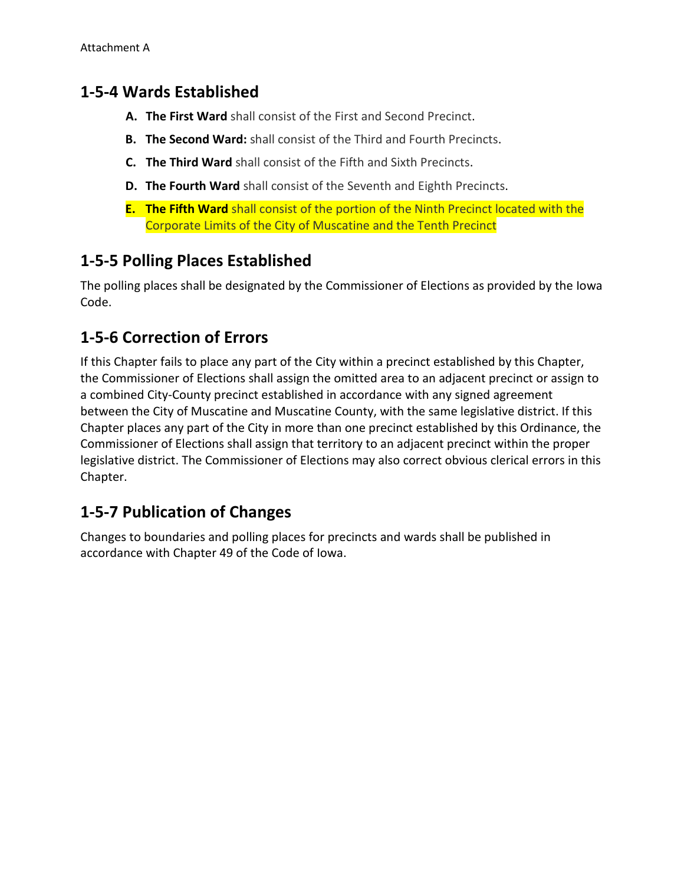Attachment A

## 1-5-4 Wards Established

- **A. The First Ward** shall consist of the First and Second Precinct.
- **B. The Second Ward:** shall consist of the Third and Fourth Precincts.
- **C. The Third Ward** shall consist of the Fifth and Sixth Precincts.
- **D. The Fourth Ward** shall consist of the Seventh and Eighth Precincts.
- **E. The Fifth Ward** shall consist of the portion of the Ninth Precinct located with the Corporate Limits of the City of Muscatine and the Tenth Precinct

## 1-5-5 Polling Places Established

The polling places shall be designated by the Commissioner of Elections as provided by the Iowa Code.

## 1-5-6 Correction of Errors

If this Chapter fails to place any part of the City within a precinct established by this Chapter, the Commissioner of Elections shall assign the omitted area to an adjacent precinct or assign to a combined City-County precinct established in accordance with any signed agreement between the City of Muscatine and Muscatine County, with the same legislative district. If this Chapter places any part of the City in more than one precinct established by this Ordinance, the Commissioner of Elections shall assign that territory to an adjacent precinct within the proper legislative district. The Commissioner of Elections may also correct obvious clerical errors in this Chapter.

## 1-5-7 Publication of Changes

Changes to boundaries and polling places for precincts and wards shall be published in accordance with Chapter 49 of the Code of Iowa.